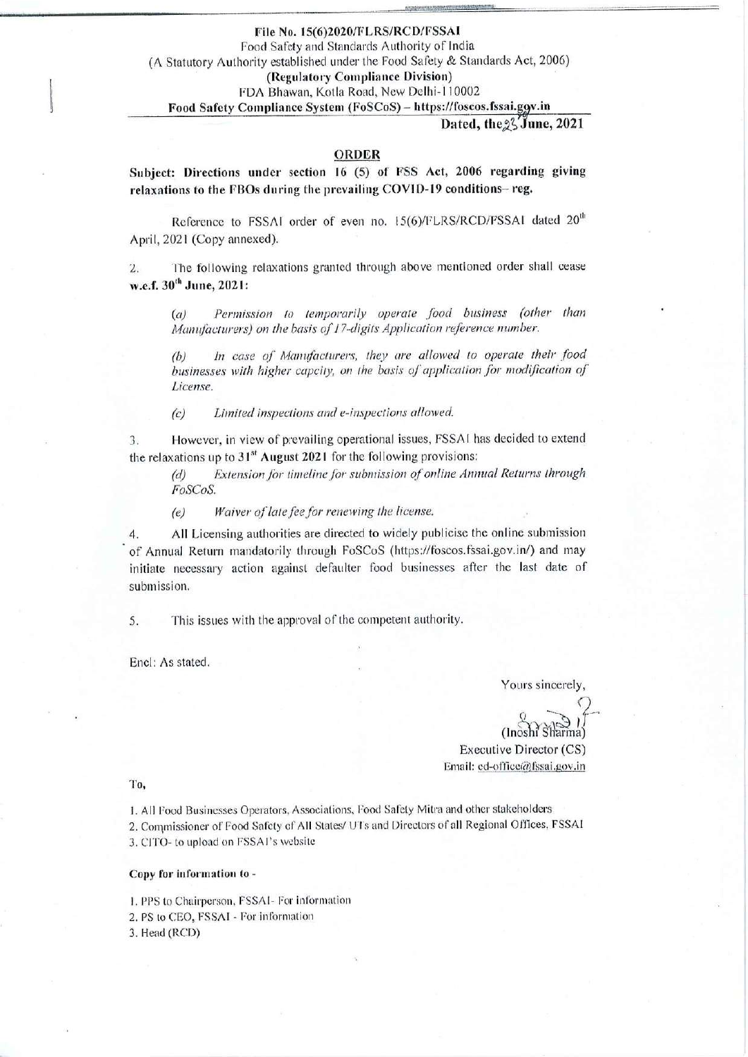**File No. 15(6)2020/FLRS/RCD/FSSAI**
Food Safety and Standards Authority of India
(A Statutory Authority established under the Food Safety & Standards Act, 2006)
**(Regulatory Compliance Division)**
FDA Bhawan, Kotla Road, New Delhi-110002
**Food Safety Compliance System (FoSCoS) – https://foscos.fssai.gov.in**

**Dated, the 23 June, 2021**

## ORDER

**Subject: Directions under section 16 (5) of FSS Act, 2006 regarding giving relaxations to the FBOs during the prevailing COVID-19 conditions– reg.**

Reference to FSSAI order of even no. 15(6)/FLRS/RCD/FSSAI dated 20th April, 2021 (Copy annexed).

2. The following relaxations granted through above mentioned order shall cease **w.e.f. 30th June, 2021:**

> (a) *Permission to temporarily operate food business (other than Manufacturers) on the basis of 17-digits Application reference number.*
>
> (b) *In case of Manufacturers, they are allowed to operate their food businesses with higher capcity, on the basis of application for modification of License.*
>
> (c) *Limited inspections and e-inspections allowed.*

3. However, in view of prevailing operational issues, FSSAI has decided to extend the relaxations up to **31st August 2021** for the following provisions:

> (d) *Extension for timeline for submission of online Annual Returns through FoSCoS.*
>
> (e) *Waiver of late fee for renewing the license.*

4. All Licensing authorities are directed to widely publicise the online submission of Annual Return mandatorily through FoSCoS (https://foscos.fssai.gov.in/) and may initiate necessary action against defaulter food businesses after the last date of submission.

5. This issues with the approval of the competent authority.

Encl: As stated.

Yours sincerely,

(Inoshi Sharma)
Executive Director (CS)
Email: ed-office@fssai.gov.in

To,

1. All Food Businesses Operators, Associations, Food Safety Mitra and other stakeholders
2. Commissioner of Food Safety of All States/ UTs and Directors of all Regional Offices, FSSAI
3. CITO- to upload on FSSAI's website

**Copy for information to -**

1. PPS to Chairperson, FSSAI- For information
2. PS to CEO, FSSAI - For information
3. Head (RCD)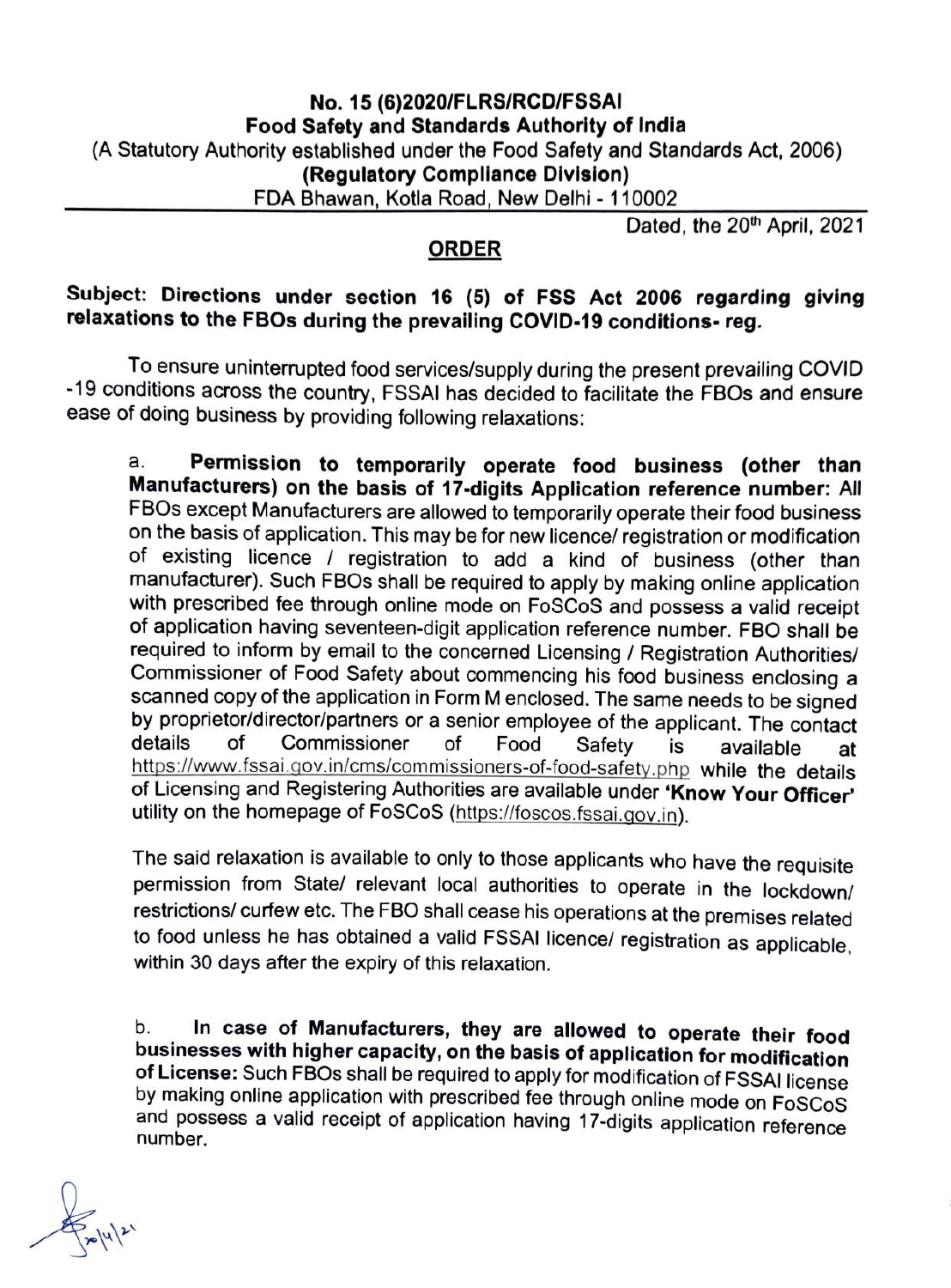**No. 15 (6)2020/FLRS/RCD/FSSAI**
**Food Safety and Standards Authority of India**
(A Statutory Authority established under the Food Safety and Standards Act, 2006)
**(Regulatory Compliance Division)**
FDA Bhawan, Kotla Road, New Delhi - 110002

Dated, the 20[th] April, 2021

## ORDER

**Subject: Directions under section 16 (5) of FSS Act 2006 regarding giving relaxations to the FBOs during the prevailing COVID-19 conditions- reg.**

To ensure uninterrupted food services/supply during the present prevailing COVID -19 conditions across the country, FSSAI has decided to facilitate the FBOs and ensure ease of doing business by providing following relaxations:

a. **Permission to temporarily operate food business (other than Manufacturers) on the basis of 17-digits Application reference number:** All FBOs except Manufacturers are allowed to temporarily operate their food business on the basis of application. This may be for new licence/ registration or modification of existing licence / registration to add a kind of business (other than manufacturer). Such FBOs shall be required to apply by making online application with prescribed fee through online mode on FoSCoS and possess a valid receipt of application having seventeen-digit application reference number. FBO shall be required to inform by email to the concerned Licensing / Registration Authorities/ Commissioner of Food Safety about commencing his food business enclosing a scanned copy of the application in Form M enclosed. The same needs to be signed by proprietor/director/partners or a senior employee of the applicant. The contact details of Commissioner of Food Safety is available at https://www.fssai.gov.in/cms/commissioners-of-food-safety.php while the details of Licensing and Registering Authorities are available under **'Know Your Officer'** utility on the homepage of FoSCoS (https://foscos.fssai.gov.in).

The said relaxation is available to only to those applicants who have the requisite permission from State/ relevant local authorities to operate in the lockdown/ restrictions/ curfew etc. The FBO shall cease his operations at the premises related to food unless he has obtained a valid FSSAI licence/ registration as applicable, within 30 days after the expiry of this relaxation.

b. **In case of Manufacturers, they are allowed to operate their food businesses with higher capacity, on the basis of application for modification of License:** Such FBOs shall be required to apply for modification of FSSAI license by making online application with prescribed fee through online mode on FoSCoS and possess a valid receipt of application having 17-digits application reference number.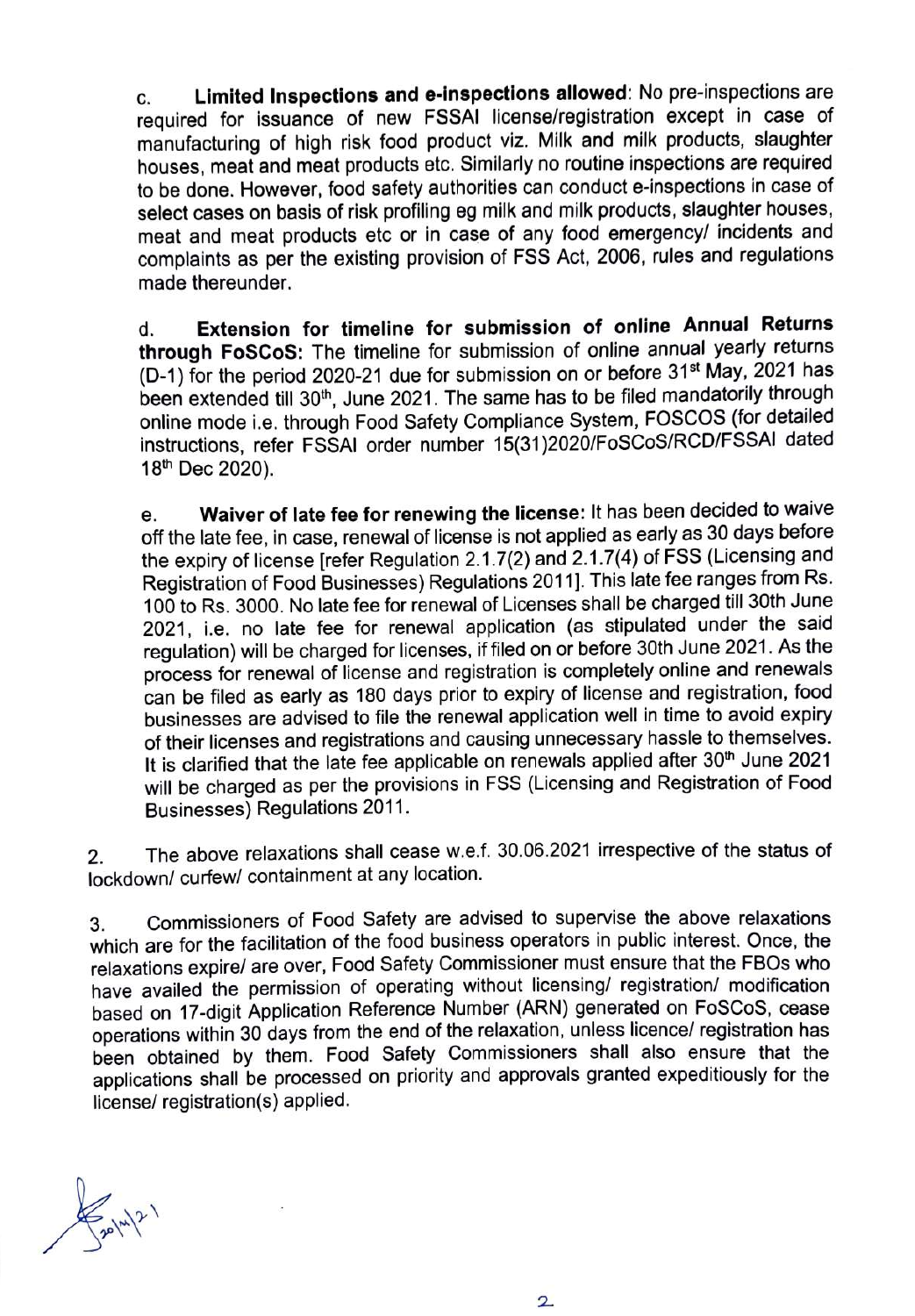c. **Limited Inspections and e-inspections allowed**: No pre-inspections are required for issuance of new FSSAI license/registration except in case of manufacturing of high risk food product viz. Milk and milk products, slaughter houses, meat and meat products etc. Similarly no routine inspections are required to be done. However, food safety authorities can conduct e-inspections in case of select cases on basis of risk profiling eg milk and milk products, slaughter houses, meat and meat products etc or in case of any food emergency/ incidents and complaints as per the existing provision of FSS Act, 2006, rules and regulations made thereunder.

d. **Extension for timeline for submission of online Annual Returns through FoSCoS**: The timeline for submission of online annual yearly returns (D-1) for the period 2020-21 due for submission on or before 31st May, 2021 has been extended till 30th, June 2021. The same has to be filed mandatorily through online mode i.e. through Food Safety Compliance System, FOSCOS (for detailed instructions, refer FSSAI order number 15(31)2020/FoSCoS/RCD/FSSAI dated 18th Dec 2020).

e. **Waiver of late fee for renewing the license**: It has been decided to waive off the late fee, in case, renewal of license is not applied as early as 30 days before the expiry of license [refer Regulation 2.1.7(2) and 2.1.7(4) of FSS (Licensing and Registration of Food Businesses) Regulations 2011]. This late fee ranges from Rs. 100 to Rs. 3000. No late fee for renewal of Licenses shall be charged till 30th June 2021, i.e. no late fee for renewal application (as stipulated under the said regulation) will be charged for licenses, if filed on or before 30th June 2021. As the process for renewal of license and registration is completely online and renewals can be filed as early as 180 days prior to expiry of license and registration, food businesses are advised to file the renewal application well in time to avoid expiry of their licenses and registrations and causing unnecessary hassle to themselves. It is clarified that the late fee applicable on renewals applied after 30th June 2021 will be charged as per the provisions in FSS (Licensing and Registration of Food Businesses) Regulations 2011.

2. The above relaxations shall cease w.e.f. 30.06.2021 irrespective of the status of lockdown/ curfew/ containment at any location.

3. Commissioners of Food Safety are advised to supervise the above relaxations which are for the facilitation of the food business operators in public interest. Once, the relaxations expire/ are over, Food Safety Commissioner must ensure that the FBOs who have availed the permission of operating without licensing/ registration/ modification based on 17-digit Application Reference Number (ARN) generated on FoSCoS, cease operations within 30 days from the end of the relaxation, unless licence/ registration has been obtained by them. Food Safety Commissioners shall also ensure that the applications shall be processed on priority and approvals granted expeditiously for the license/ registration(s) applied.

20/4/21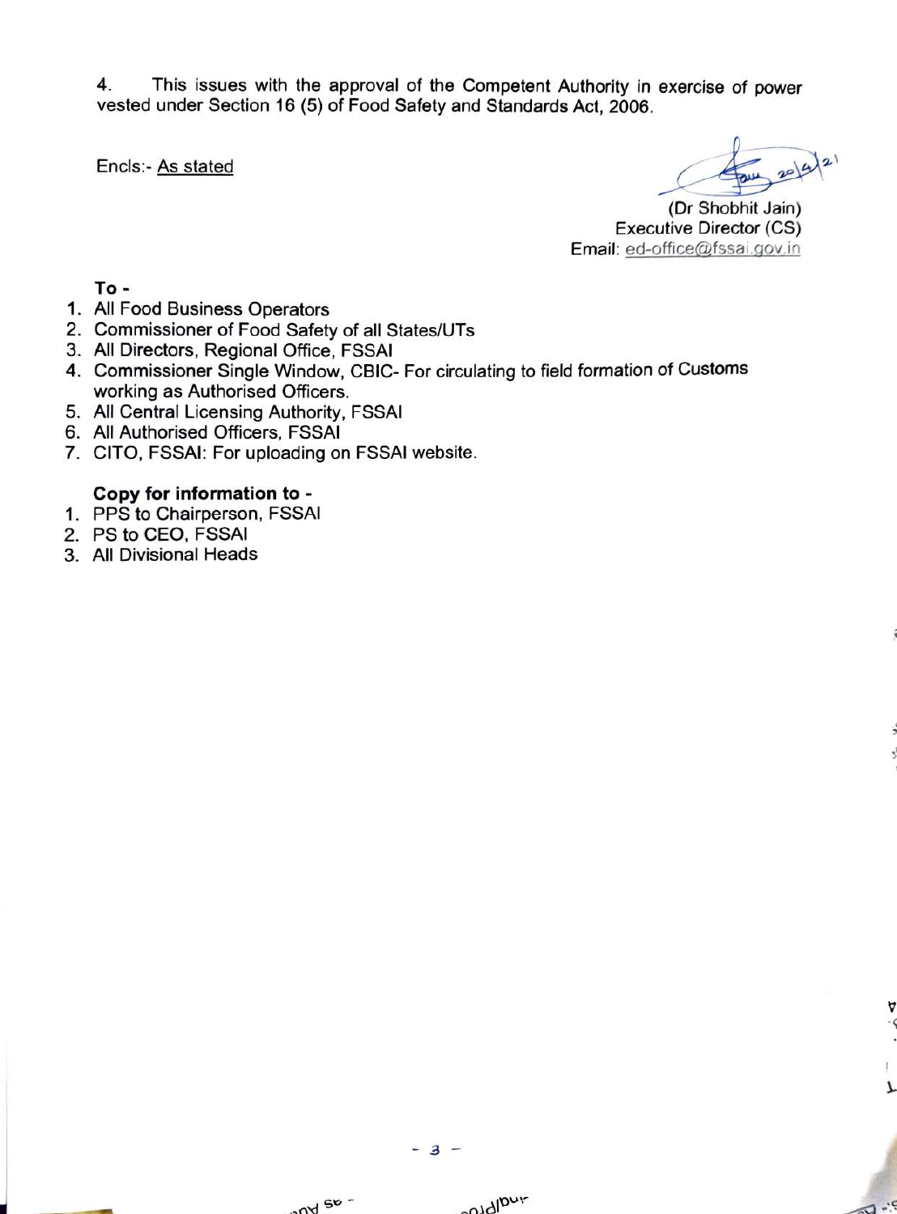4. This issues with the approval of the Competent Authority in exercise of power vested under Section 16 (5) of Food Safety and Standards Act, 2006.

Encls:- As stated

(Dr Shobhit Jain)
Executive Director (CS)
Email: ed-office@fssai.gov.in

**To -**

1. All Food Business Operators
2. Commissioner of Food Safety of all States/UTs
3. All Directors, Regional Office, FSSAI
4. Commissioner Single Window, CBIC- For circulating to field formation of Customs working as Authorised Officers.
5. All Central Licensing Authority, FSSAI
6. All Authorised Officers, FSSAI
7. CITO, FSSAI: For uploading on FSSAI website.

**Copy for information to -**

1. PPS to Chairperson, FSSAI
2. PS to CEO, FSSAI
3. All Divisional Heads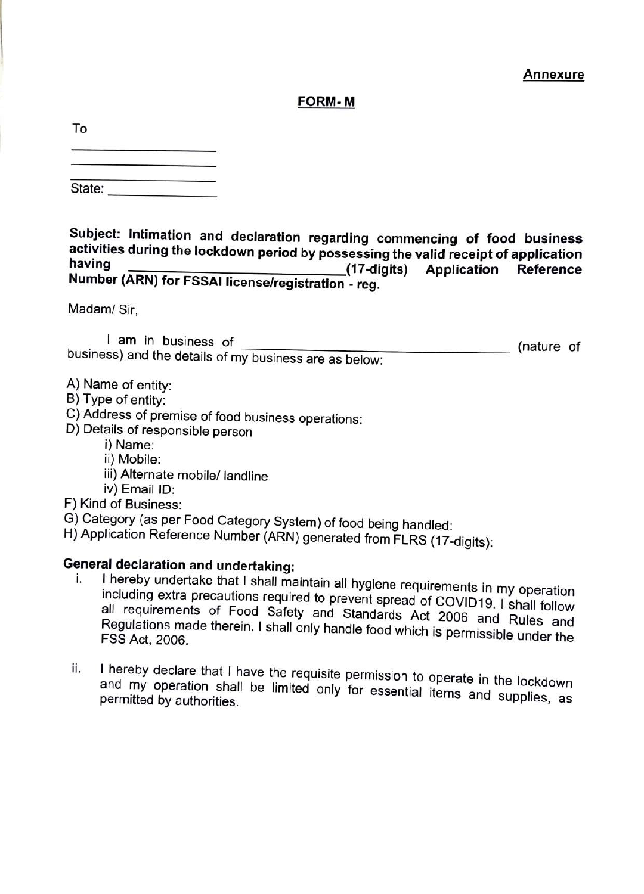**Annexure**

**FORM- M**

To

\_\_\_\_\_\_\_\_\_\_\_\_\_\_\_\_\_\_\_\_

\_\_\_\_\_\_\_\_\_\_\_\_\_\_\_\_\_\_\_\_

\_\_\_\_\_\_\_\_\_\_\_\_\_\_\_\_\_\_\_\_

State: \_\_\_\_\_\_\_\_\_\_\_\_\_\_

**Subject: Intimation and declaration regarding commencing of food business activities during the lockdown period by possessing the valid receipt of application having \_\_\_\_\_\_\_\_\_\_\_\_\_\_\_\_\_\_\_\_\_\_\_\_\_(17-digits) Application Reference Number (ARN) for FSSAI license/registration - reg.**

Madam/ Sir,

I am in business of \_\_\_\_\_\_\_\_\_\_\_\_\_\_\_\_\_\_\_\_\_\_\_\_\_\_\_\_\_\_\_\_\_\_\_\_\_\_\_\_ (nature of business) and the details of my business are as below:

A) Name of entity:
B) Type of entity:
C) Address of premise of food business operations:
D) Details of responsible person
   i) Name:
   ii) Mobile:
   iii) Alternate mobile/ landline
   iv) Email ID:
F) Kind of Business:
G) Category (as per Food Category System) of food being handled:
H) Application Reference Number (ARN) generated from FLRS (17-digits):

**General declaration and undertaking:**

i. I hereby undertake that I shall maintain all hygiene requirements in my operation including extra precautions required to prevent spread of COVID19. I shall follow all requirements of Food Safety and Standards Act 2006 and Rules and Regulations made therein. I shall only handle food which is permissible under the FSS Act, 2006.

ii. I hereby declare that I have the requisite permission to operate in the lockdown and my operation shall be limited only for essential items and supplies, as permitted by authorities.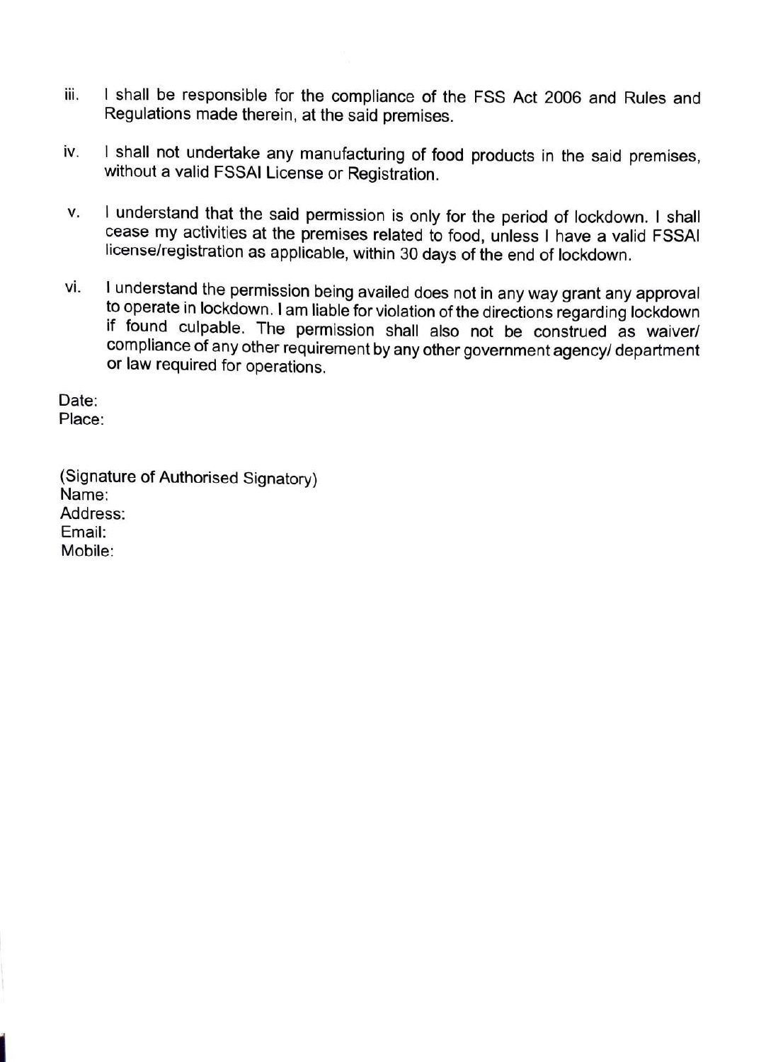iii. I shall be responsible for the compliance of the FSS Act 2006 and Rules and Regulations made therein, at the said premises.

iv. I shall not undertake any manufacturing of food products in the said premises, without a valid FSSAI License or Registration.

v. I understand that the said permission is only for the period of lockdown. I shall cease my activities at the premises related to food, unless I have a valid FSSAI license/registration as applicable, within 30 days of the end of lockdown.

vi. I understand the permission being availed does not in any way grant any approval to operate in lockdown. I am liable for violation of the directions regarding lockdown if found culpable. The permission shall also not be construed as waiver/ compliance of any other requirement by any other government agency/ department or law required for operations.

Date:
Place:

(Signature of Authorised Signatory)
Name:
Address:
Email:
Mobile: